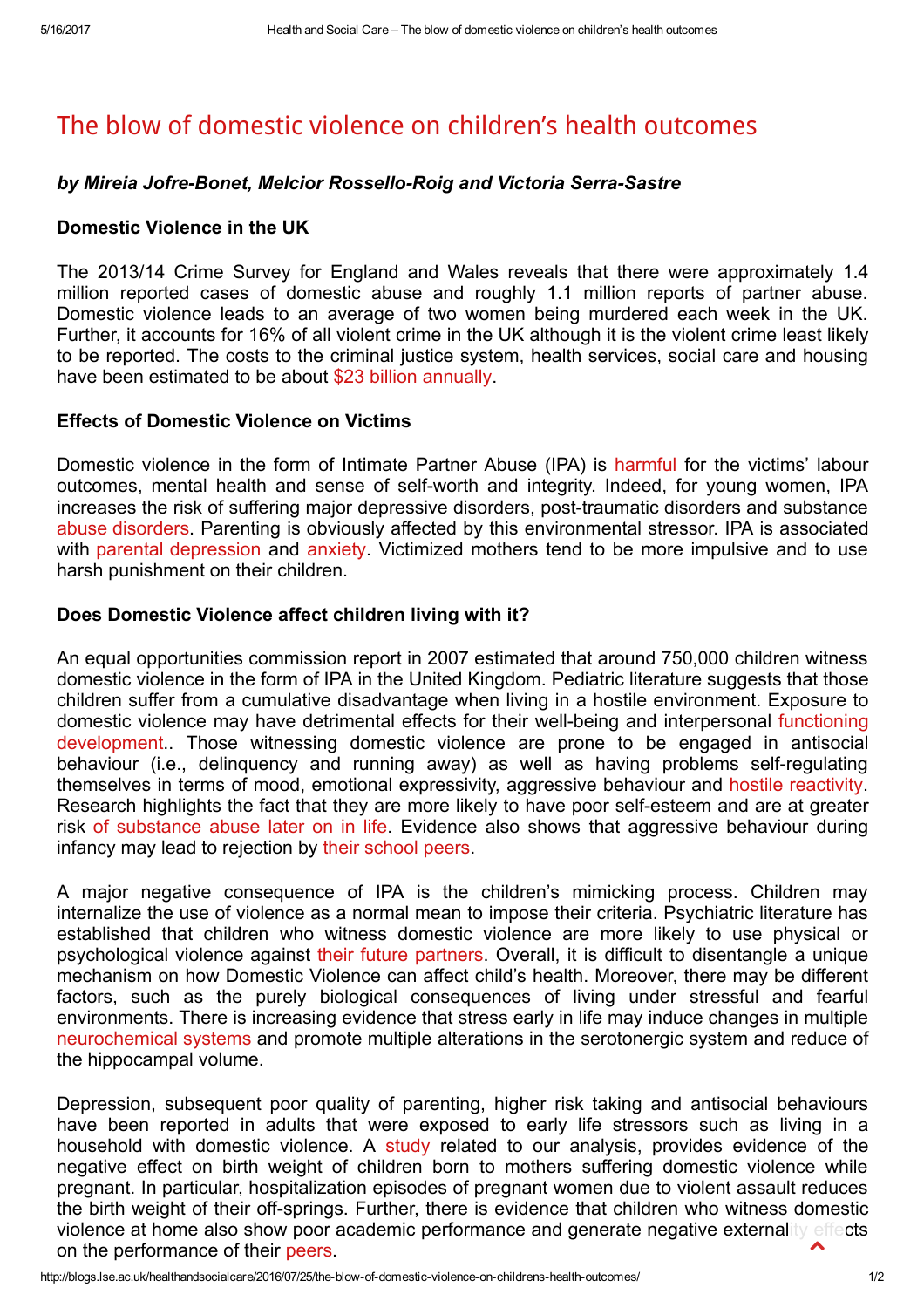# The blow of domestic violence on children's health outcomes

***by Mireia Jofre-Bonet, Melcior Rossello-Roig and Victoria Serra-Sastre***

**Domestic Violence in the UK**

The 2013/14 Crime Survey for England and Wales reveals that there were approximately 1.4 million reported cases of domestic abuse and roughly 1.1 million reports of partner abuse. Domestic violence leads to an average of two women being murdered each week in the UK. Further, it accounts for 16% of all violent crime in the UK although it is the violent crime least likely to be reported. The costs to the criminal justice system, health services, social care and housing have been estimated to be about $23 billion annually.

**Effects of Domestic Violence on Victims**

Domestic violence in the form of Intimate Partner Abuse (IPA) is harmful for the victims' labour outcomes, mental health and sense of self-worth and integrity. Indeed, for young women, IPA increases the risk of suffering major depressive disorders, post-traumatic disorders and substance abuse disorders. Parenting is obviously affected by this environmental stressor. IPA is associated with parental depression and anxiety. Victimized mothers tend to be more impulsive and to use harsh punishment on their children.

**Does Domestic Violence affect children living with it?**

An equal opportunities commission report in 2007 estimated that around 750,000 children witness domestic violence in the form of IPA in the United Kingdom. Pediatric literature suggests that those children suffer from a cumulative disadvantage when living in a hostile environment. Exposure to domestic violence may have detrimental effects for their well-being and interpersonal functioning development.. Those witnessing domestic violence are prone to be engaged in antisocial behaviour (i.e., delinquency and running away) as well as having problems self-regulating themselves in terms of mood, emotional expressivity, aggressive behaviour and hostile reactivity. Research highlights the fact that they are more likely to have poor self-esteem and are at greater risk of substance abuse later on in life. Evidence also shows that aggressive behaviour during infancy may lead to rejection by their school peers.

A major negative consequence of IPA is the children's mimicking process. Children may internalize the use of violence as a normal mean to impose their criteria. Psychiatric literature has established that children who witness domestic violence are more likely to use physical or psychological violence against their future partners. Overall, it is difficult to disentangle a unique mechanism on how Domestic Violence can affect child's health. Moreover, there may be different factors, such as the purely biological consequences of living under stressful and fearful environments. There is increasing evidence that stress early in life may induce changes in multiple neurochemical systems and promote multiple alterations in the serotonergic system and reduce of the hippocampal volume.

Depression, subsequent poor quality of parenting, higher risk taking and antisocial behaviours have been reported in adults that were exposed to early life stressors such as living in a household with domestic violence. A study related to our analysis, provides evidence of the negative effect on birth weight of children born to mothers suffering domestic violence while pregnant. In particular, hospitalization episodes of pregnant women due to violent assault reduces the birth weight of their off-springs. Further, there is evidence that children who witness domestic violence at home also show poor academic performance and generate negative externality effects on the performance of their peers.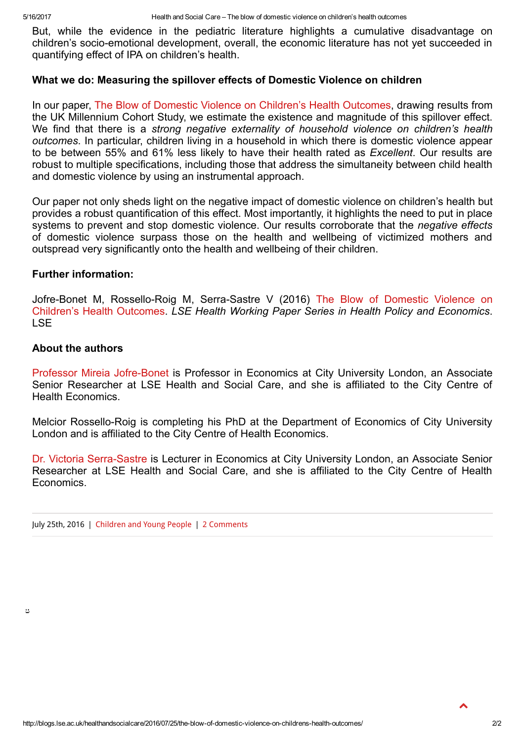But, while the evidence in the pediatric literature highlights a cumulative disadvantage on children's socio-emotional development, overall, the economic literature has not yet succeeded in quantifying effect of IPA on children's health.

### What we do: Measuring the spillover effects of Domestic Violence on children

In our paper, The Blow of Domestic Violence on Children's Health Outcomes, drawing results from the UK Millennium Cohort Study, we estimate the existence and magnitude of this spillover effect. We find that there is a *strong negative externality of household violence on children's health outcomes*. In particular, children living in a household in which there is domestic violence appear to be between 55% and 61% less likely to have their health rated as *Excellent*. Our results are robust to multiple specifications, including those that address the simultaneity between child health and domestic violence by using an instrumental approach.

Our paper not only sheds light on the negative impact of domestic violence on children's health but provides a robust quantification of this effect. Most importantly, it highlights the need to put in place systems to prevent and stop domestic violence. Our results corroborate that the *negative effects* of domestic violence surpass those on the health and wellbeing of victimized mothers and outspread very significantly onto the health and wellbeing of their children.

### Further information:

Jofre-Bonet M, Rossello-Roig M, Serra-Sastre V (2016) The Blow of Domestic Violence on Children's Health Outcomes. *LSE Health Working Paper Series in Health Policy and Economics*. LSE

### About the authors

Professor Mireia Jofre-Bonet is Professor in Economics at City University London, an Associate Senior Researcher at LSE Health and Social Care, and she is affiliated to the City Centre of Health Economics.

Melcior Rossello-Roig is completing his PhD at the Department of Economics of City University London and is affiliated to the City Centre of Health Economics.

Dr. Victoria Serra-Sastre is Lecturer in Economics at City University London, an Associate Senior Researcher at LSE Health and Social Care, and she is affiliated to the City Centre of Health Economics.

July 25th, 2016 | Children and Young People | 2 Comments